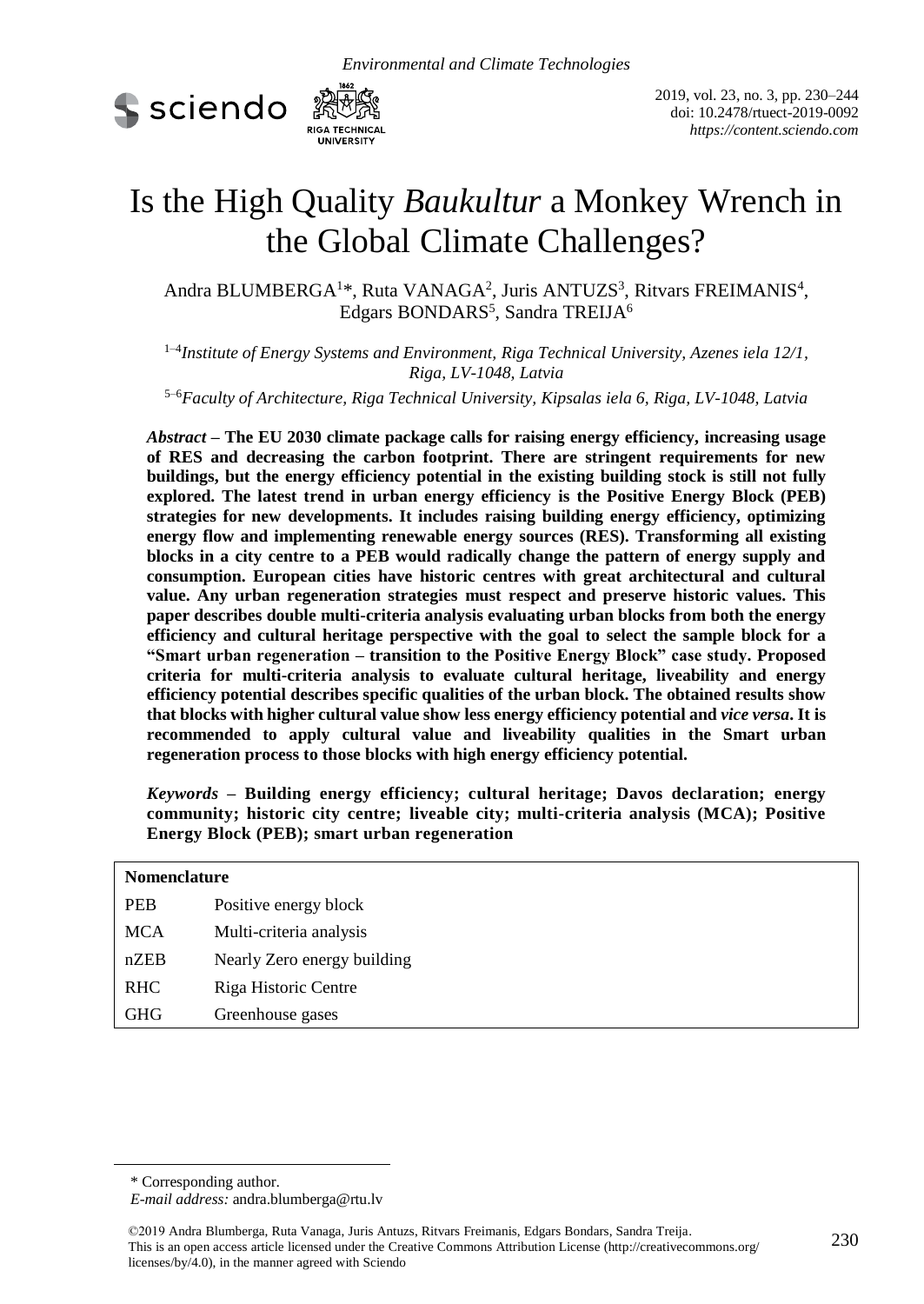# Is the High Quality *Baukultur* a Monkey Wrench in the Global Climate Challenges?

Andra BLUMBERGA[1]*, Ruta VANAGA[2], Juris ANTUZS[3], Ritvars FREIMANIS[4], Edgars BONDARS[5], Sandra TREIJA[6]

[1–4]*Institute of Energy Systems and Environment, Riga Technical University, Azenes iela 12/1, Riga, LV-1048, Latvia*

[5–6]*Faculty of Architecture, Riga Technical University, Kipsalas iela 6, Riga, LV-1048, Latvia*

***Abstract*** **– The EU 2030 climate package calls for raising energy efficiency, increasing usage of RES and decreasing the carbon footprint. There are stringent requirements for new buildings, but the energy efficiency potential in the existing building stock is still not fully explored. The latest trend in urban energy efficiency is the Positive Energy Block (PEB) strategies for new developments. It includes raising building energy efficiency, optimizing energy flow and implementing renewable energy sources (RES). Transforming all existing blocks in a city centre to a PEB would radically change the pattern of energy supply and consumption. European cities have historic centres with great architectural and cultural value. Any urban regeneration strategies must respect and preserve historic values. This paper describes double multi-criteria analysis evaluating urban blocks from both the energy efficiency and cultural heritage perspective with the goal to select the sample block for a "Smart urban regeneration – transition to the Positive Energy Block" case study. Proposed criteria for multi-criteria analysis to evaluate cultural heritage, liveability and energy efficiency potential describes specific qualities of the urban block. The obtained results show that blocks with higher cultural value show less energy efficiency potential and *vice versa*. It is recommended to apply cultural value and liveability qualities in the Smart urban regeneration process to those blocks with high energy efficiency potential.**

***Keywords*** **– Building energy efficiency; cultural heritage; Davos declaration; energy community; historic city centre; liveable city; multi-criteria analysis (MCA); Positive Energy Block (PEB); smart urban regeneration**

| **Nomenclature** | |
|---|---|
| PEB | Positive energy block |
| MCA | Multi-criteria analysis |
| nZEB | Nearly Zero energy building |
| RHC | Riga Historic Centre |
| GHG | Greenhouse gases |

\* Corresponding author.
*E-mail address:* andra.blumberga@rtu.lv

©2019 Andra Blumberga, Ruta Vanaga, Juris Antuzs, Ritvars Freimanis, Edgars Bondars, Sandra Treija.
This is an open access article licensed under the Creative Commons Attribution License (http://creativecommons.org/licenses/by/4.0), in the manner agreed with Sciendo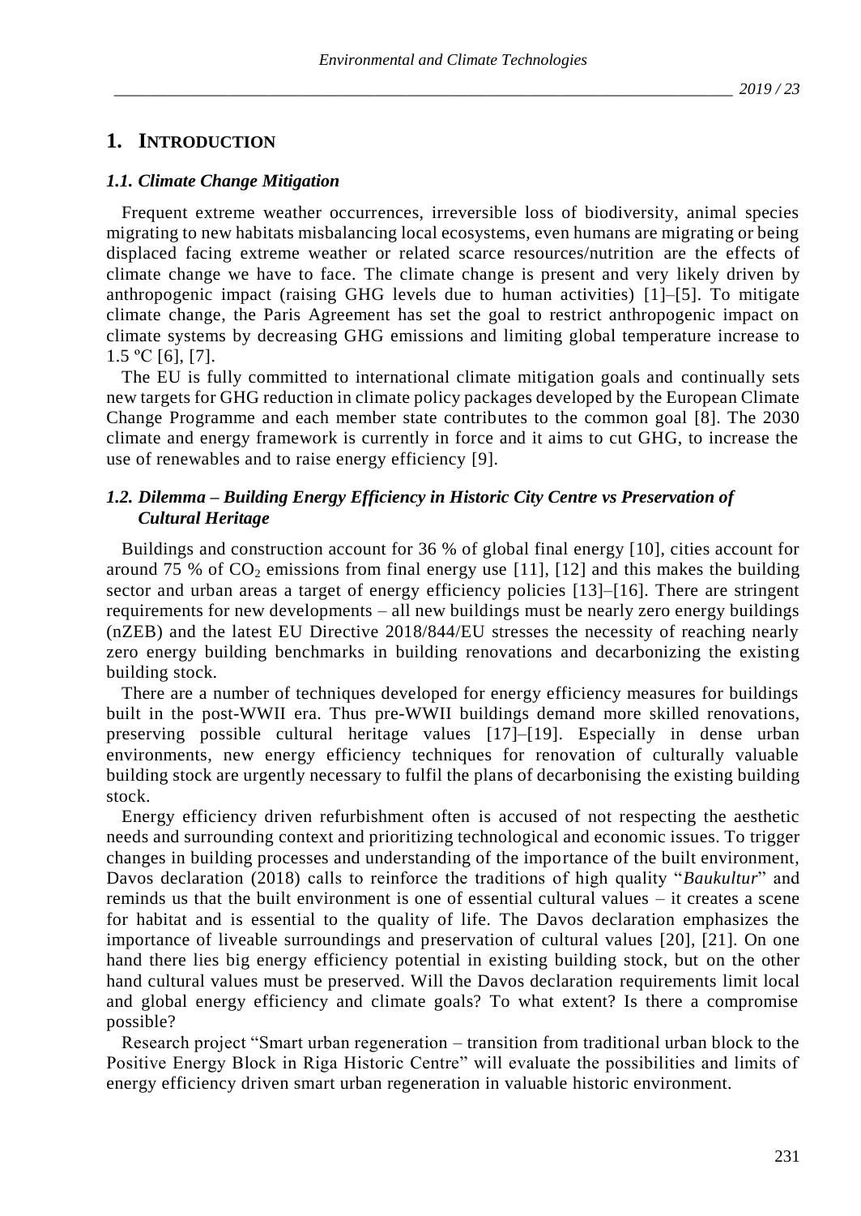# 1. INTRODUCTION

### *1.1. Climate Change Mitigation*

Frequent extreme weather occurrences, irreversible loss of biodiversity, animal species migrating to new habitats misbalancing local ecosystems, even humans are migrating or being displaced facing extreme weather or related scarce resources/nutrition are the effects of climate change we have to face. The climate change is present and very likely driven by anthropogenic impact (raising GHG levels due to human activities) [1]–[5]. To mitigate climate change, the Paris Agreement has set the goal to restrict anthropogenic impact on climate systems by decreasing GHG emissions and limiting global temperature increase to 1.5 ºC [6], [7].

The EU is fully committed to international climate mitigation goals and continually sets new targets for GHG reduction in climate policy packages developed by the European Climate Change Programme and each member state contributes to the common goal [8]. The 2030 climate and energy framework is currently in force and it aims to cut GHG, to increase the use of renewables and to raise energy efficiency [9].

### *1.2. Dilemma – Building Energy Efficiency in Historic City Centre vs Preservation of Cultural Heritage*

Buildings and construction account for 36 % of global final energy [10], cities account for around 75 % of $CO_2$ emissions from final energy use [11], [12] and this makes the building sector and urban areas a target of energy efficiency policies [13]–[16]. There are stringent requirements for new developments – all new buildings must be nearly zero energy buildings (nZEB) and the latest EU Directive 2018/844/EU stresses the necessity of reaching nearly zero energy building benchmarks in building renovations and decarbonizing the existing building stock.

There are a number of techniques developed for energy efficiency measures for buildings built in the post-WWII era. Thus pre-WWII buildings demand more skilled renovations, preserving possible cultural heritage values [17]–[19]. Especially in dense urban environments, new energy efficiency techniques for renovation of culturally valuable building stock are urgently necessary to fulfil the plans of decarbonising the existing building stock.

Energy efficiency driven refurbishment often is accused of not respecting the aesthetic needs and surrounding context and prioritizing technological and economic issues. To trigger changes in building processes and understanding of the importance of the built environment, Davos declaration (2018) calls to reinforce the traditions of high quality "*Baukultur*" and reminds us that the built environment is one of essential cultural values – it creates a scene for habitat and is essential to the quality of life. The Davos declaration emphasizes the importance of liveable surroundings and preservation of cultural values [20], [21]. On one hand there lies big energy efficiency potential in existing building stock, but on the other hand cultural values must be preserved. Will the Davos declaration requirements limit local and global energy efficiency and climate goals? To what extent? Is there a compromise possible?

Research project "Smart urban regeneration – transition from traditional urban block to the Positive Energy Block in Riga Historic Centre" will evaluate the possibilities and limits of energy efficiency driven smart urban regeneration in valuable historic environment.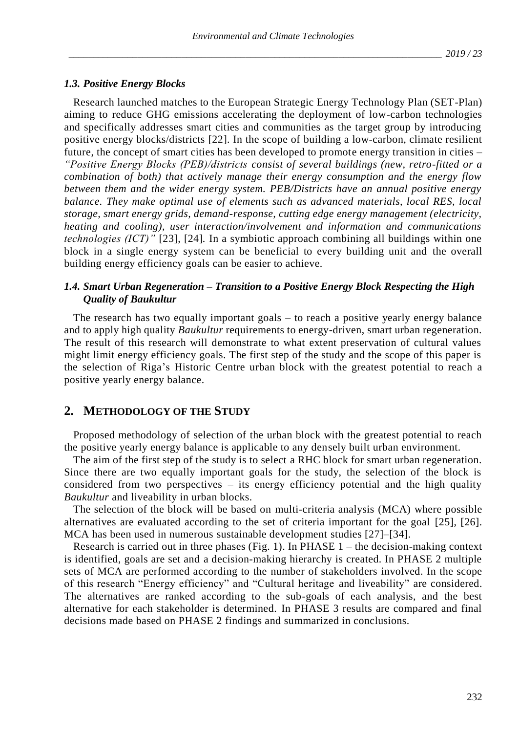### *1.3. Positive Energy Blocks*

Research launched matches to the European Strategic Energy Technology Plan (SET-Plan) aiming to reduce GHG emissions accelerating the deployment of low-carbon technologies and specifically addresses smart cities and communities as the target group by introducing positive energy blocks/districts [22]. In the scope of building a low-carbon, climate resilient future, the concept of smart cities has been developed to promote energy transition in cities – *"Positive Energy Blocks (PEB)/districts consist of several buildings (new, retro-fitted or a combination of both) that actively manage their energy consumption and the energy flow between them and the wider energy system. PEB/Districts have an annual positive energy balance. They make optimal use of elements such as advanced materials, local RES, local storage, smart energy grids, demand-response, cutting edge energy management (electricity, heating and cooling), user interaction/involvement and information and communications technologies (ICT)"* [23], [24]. In a symbiotic approach combining all buildings within one block in a single energy system can be beneficial to every building unit and the overall building energy efficiency goals can be easier to achieve.

### *1.4. Smart Urban Regeneration – Transition to a Positive Energy Block Respecting the High Quality of Baukultur*

The research has two equally important goals – to reach a positive yearly energy balance and to apply high quality *Baukultur* requirements to energy-driven, smart urban regeneration. The result of this research will demonstrate to what extent preservation of cultural values might limit energy efficiency goals. The first step of the study and the scope of this paper is the selection of Riga's Historic Centre urban block with the greatest potential to reach a positive yearly energy balance.

## 2. METHODOLOGY OF THE STUDY

Proposed methodology of selection of the urban block with the greatest potential to reach the positive yearly energy balance is applicable to any densely built urban environment.

The aim of the first step of the study is to select a RHC block for smart urban regeneration. Since there are two equally important goals for the study, the selection of the block is considered from two perspectives – its energy efficiency potential and the high quality *Baukultur* and liveability in urban blocks.

The selection of the block will be based on multi-criteria analysis (MCA) where possible alternatives are evaluated according to the set of criteria important for the goal [25], [26]. MCA has been used in numerous sustainable development studies [27]–[34].

Research is carried out in three phases (Fig. 1). In PHASE 1 – the decision-making context is identified, goals are set and a decision-making hierarchy is created. In PHASE 2 multiple sets of MCA are performed according to the number of stakeholders involved. In the scope of this research "Energy efficiency" and "Cultural heritage and liveability" are considered. The alternatives are ranked according to the sub-goals of each analysis, and the best alternative for each stakeholder is determined. In PHASE 3 results are compared and final decisions made based on PHASE 2 findings and summarized in conclusions.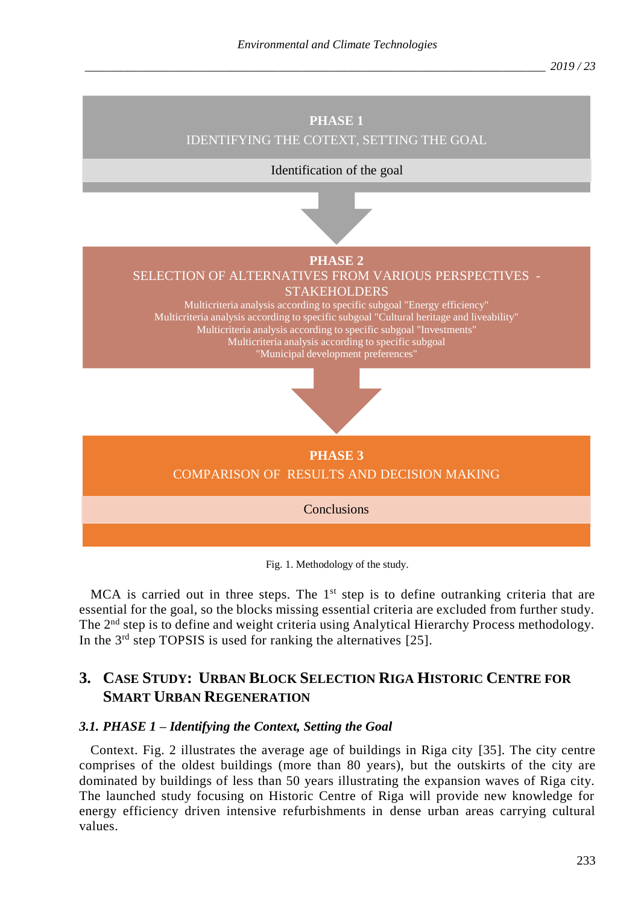PHASE 1

IDENTIFYING THE COTEXT, SETTING THE GOAL

Identification of the goal

PHASE 2

SELECTION OF ALTERNATIVES FROM VARIOUS PERSPECTIVES - STAKEHOLDERS

Multicriteria analysis according to specific subgoal "Energy efficiency"
Multicriteria analysis according to specific subgoal "Cultural heritage and liveability"
Multicriteria analysis according to specific subgoal "Investments"
Multicriteria analysis according to specific subgoal "Municipal development preferences"

PHASE 3

COMPARISON OF RESULTS AND DECISION MAKING

Conclusions

Fig. 1. Methodology of the study.

MCA is carried out in three steps. The 1st step is to define outranking criteria that are essential for the goal, so the blocks missing essential criteria are excluded from further study. The 2nd step is to define and weight criteria using Analytical Hierarchy Process methodology. In the 3rd step TOPSIS is used for ranking the alternatives [25].

## 3. Case Study: Urban Block Selection Riga Historic Centre for Smart Urban Regeneration

### *3.1. PHASE 1 – Identifying the Context, Setting the Goal*

Context. Fig. 2 illustrates the average age of buildings in Riga city [35]. The city centre comprises of the oldest buildings (more than 80 years), but the outskirts of the city are dominated by buildings of less than 50 years illustrating the expansion waves of Riga city. The launched study focusing on Historic Centre of Riga will provide new knowledge for energy efficiency driven intensive refurbishments in dense urban areas carrying cultural values.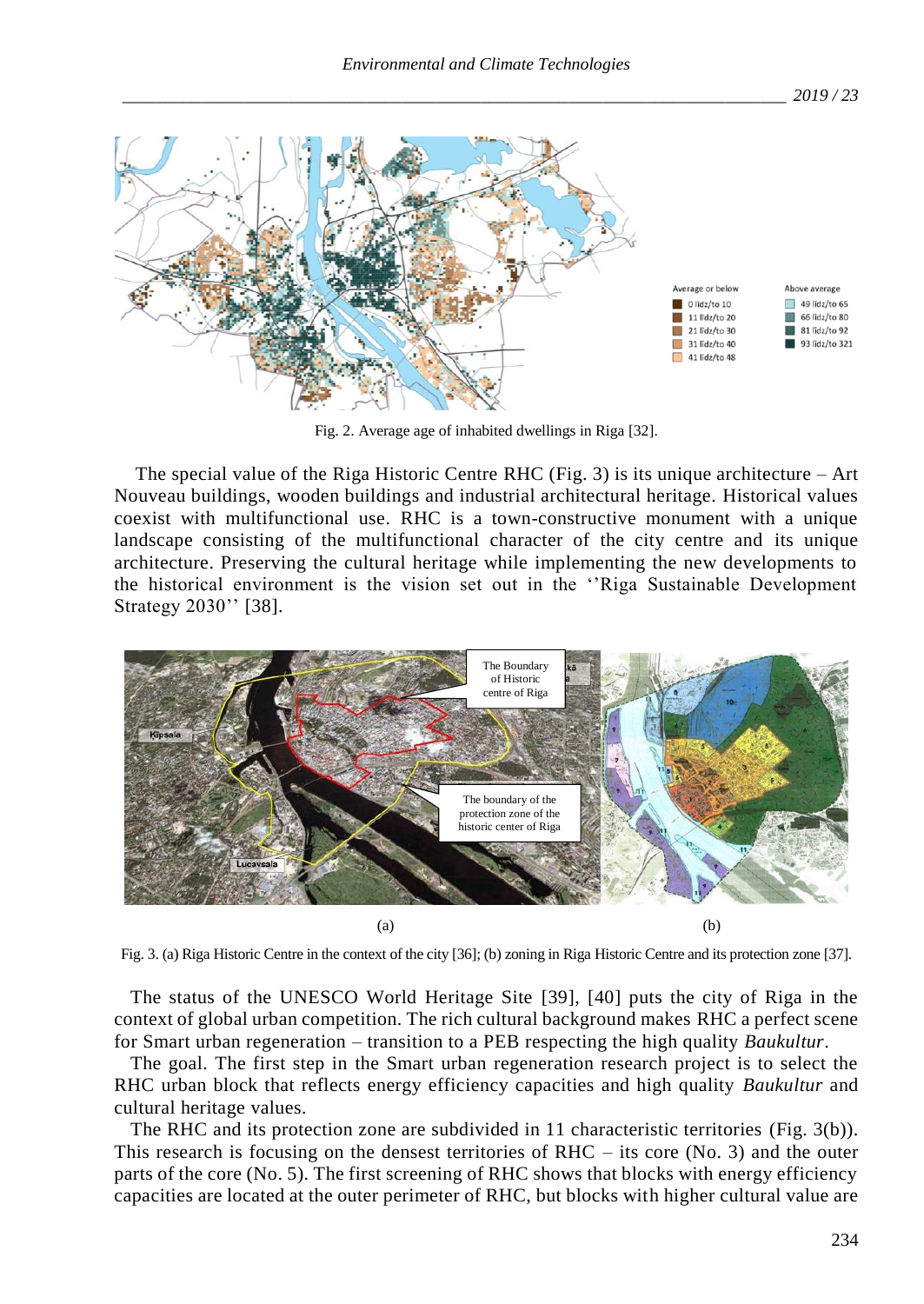Fig. 2. Average age of inhabited dwellings in Riga [32].

The special value of the Riga Historic Centre RHC (Fig. 3) is its unique architecture – Art Nouveau buildings, wooden buildings and industrial architectural heritage. Historical values coexist with multifunctional use. RHC is a town-constructive monument with a unique landscape consisting of the multifunctional character of the city centre and its unique architecture. Preserving the cultural heritage while implementing the new developments to the historical environment is the vision set out in the ''Riga Sustainable Development Strategy 2030'' [38].

(a) (b)

Fig. 3. (a) Riga Historic Centre in the context of the city [36]; (b) zoning in Riga Historic Centre and its protection zone [37].

The status of the UNESCO World Heritage Site [39], [40] puts the city of Riga in the context of global urban competition. The rich cultural background makes RHC a perfect scene for Smart urban regeneration – transition to a PEB respecting the high quality *Baukultur*.

The goal. The first step in the Smart urban regeneration research project is to select the RHC urban block that reflects energy efficiency capacities and high quality *Baukultur* and cultural heritage values.

The RHC and its protection zone are subdivided in 11 characteristic territories (Fig. 3(b)). This research is focusing on the densest territories of RHC – its core (No. 3) and the outer parts of the core (No. 5). The first screening of RHC shows that blocks with energy efficiency capacities are located at the outer perimeter of RHC, but blocks with higher cultural value are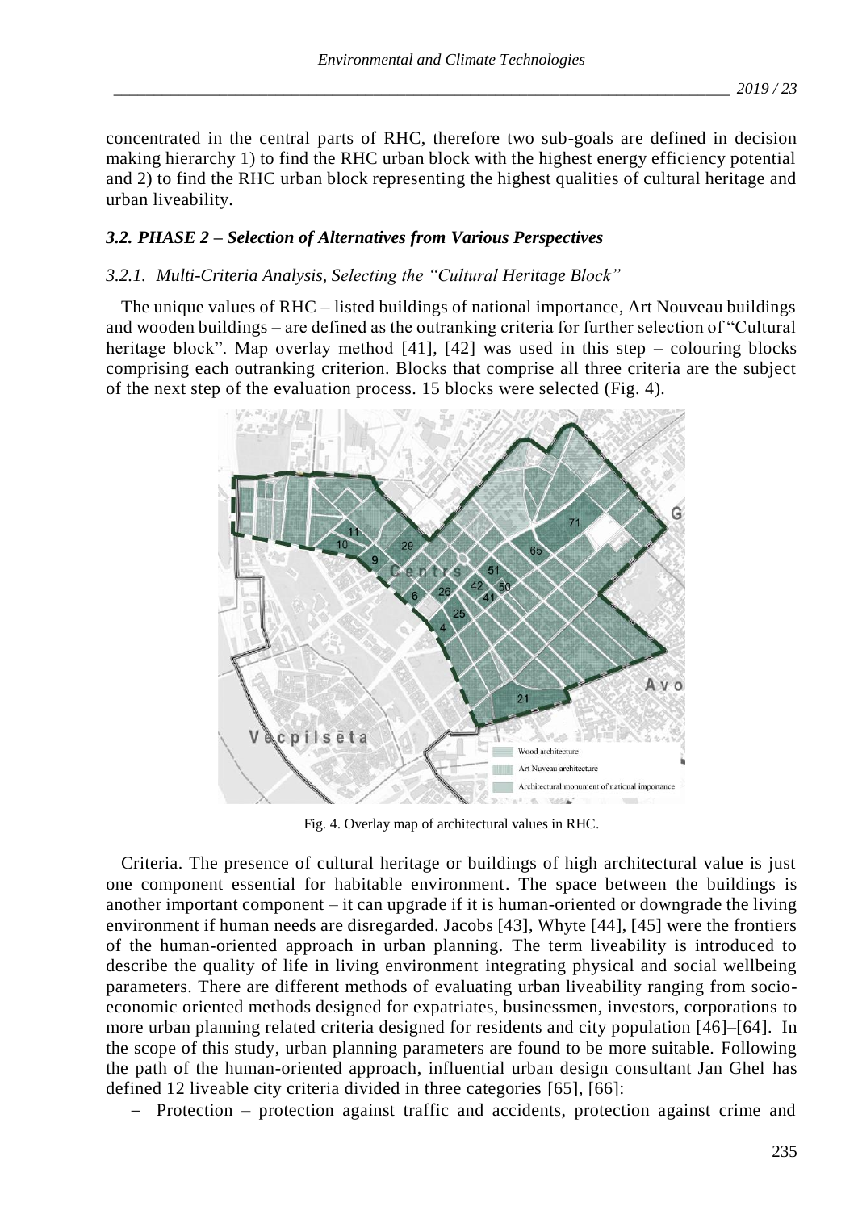concentrated in the central parts of RHC, therefore two sub-goals are defined in decision making hierarchy 1) to find the RHC urban block with the highest energy efficiency potential and 2) to find the RHC urban block representing the highest qualities of cultural heritage and urban liveability.

### *3.2. PHASE 2 – Selection of Alternatives from Various Perspectives*

#### *3.2.1. Multi-Criteria Analysis, Selecting the "Cultural Heritage Block"*

The unique values of RHC – listed buildings of national importance, Art Nouveau buildings and wooden buildings – are defined as the outranking criteria for further selection of "Cultural heritage block". Map overlay method [41], [42] was used in this step – colouring blocks comprising each outranking criterion. Blocks that comprise all three criteria are the subject of the next step of the evaluation process. 15 blocks were selected (Fig. 4).

Fig. 4. Overlay map of architectural values in RHC.

Criteria. The presence of cultural heritage or buildings of high architectural value is just one component essential for habitable environment. The space between the buildings is another important component – it can upgrade if it is human-oriented or downgrade the living environment if human needs are disregarded. Jacobs [43], Whyte [44], [45] were the frontiers of the human-oriented approach in urban planning. The term liveability is introduced to describe the quality of life in living environment integrating physical and social wellbeing parameters. There are different methods of evaluating urban liveability ranging from socio-economic oriented methods designed for expatriates, businessmen, investors, corporations to more urban planning related criteria designed for residents and city population [46]–[64]. In the scope of this study, urban planning parameters are found to be more suitable. Following the path of the human-oriented approach, influential urban design consultant Jan Ghel has defined 12 liveable city criteria divided in three categories [65], [66]:

- Protection – protection against traffic and accidents, protection against crime and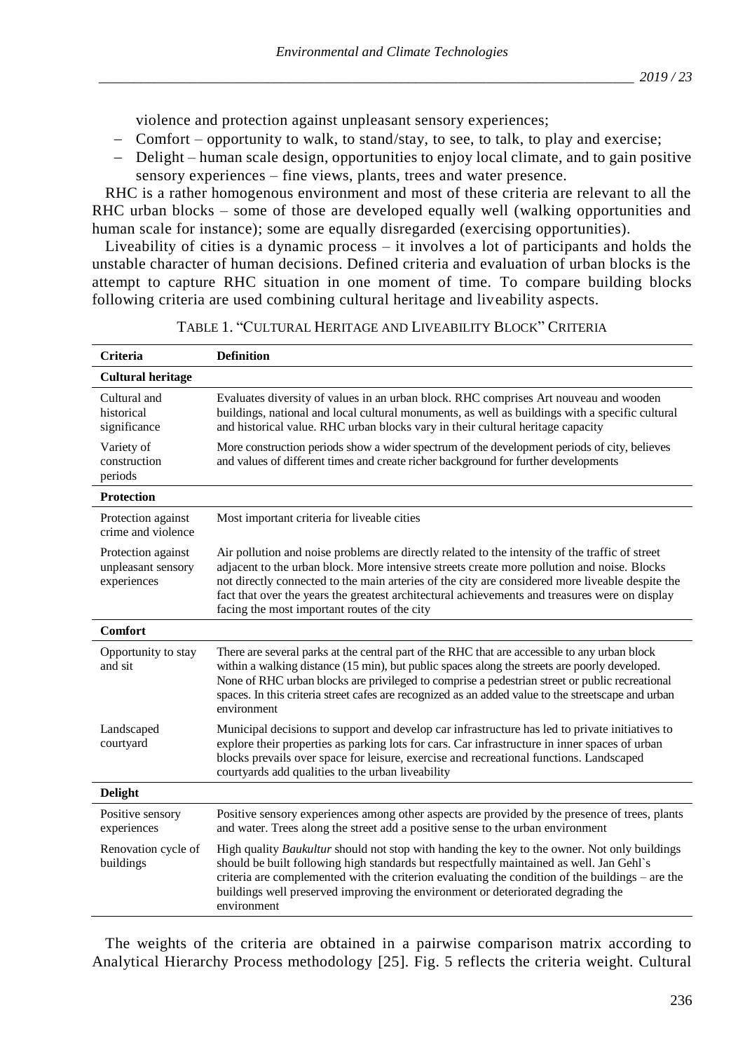violence and protection against unpleasant sensory experiences;

- Comfort – opportunity to walk, to stand/stay, to see, to talk, to play and exercise;
- Delight – human scale design, opportunities to enjoy local climate, and to gain positive sensory experiences – fine views, plants, trees and water presence.

RHC is a rather homogenous environment and most of these criteria are relevant to all the RHC urban blocks – some of those are developed equally well (walking opportunities and human scale for instance); some are equally disregarded (exercising opportunities).

Liveability of cities is a dynamic process – it involves a lot of participants and holds the unstable character of human decisions. Defined criteria and evaluation of urban blocks is the attempt to capture RHC situation in one moment of time. To compare building blocks following criteria are used combining cultural heritage and liveability aspects.

TABLE 1. "CULTURAL HERITAGE AND LIVEABILITY BLOCK" CRITERIA

| Criteria | Definition |
|---|---|
| **Cultural heritage** | |
| Cultural and historical significance | Evaluates diversity of values in an urban block. RHC comprises Art nouveau and wooden buildings, national and local cultural monuments, as well as buildings with a specific cultural and historical value. RHC urban blocks vary in their cultural heritage capacity |
| Variety of construction periods | More construction periods show a wider spectrum of the development periods of city, believes and values of different times and create richer background for further developments |
| **Protection** | |
| Protection against crime and violence | Most important criteria for liveable cities |
| Protection against unpleasant sensory experiences | Air pollution and noise problems are directly related to the intensity of the traffic of street adjacent to the urban block. More intensive streets create more pollution and noise. Blocks not directly connected to the main arteries of the city are considered more liveable despite the fact that over the years the greatest architectural achievements and treasures were on display facing the most important routes of the city |
| **Comfort** | |
| Opportunity to stay and sit | There are several parks at the central part of the RHC that are accessible to any urban block within a walking distance (15 min), but public spaces along the streets are poorly developed. None of RHC urban blocks are privileged to comprise a pedestrian street or public recreational spaces. In this criteria street cafes are recognized as an added value to the streetscape and urban environment |
| Landscaped courtyard | Municipal decisions to support and develop car infrastructure has led to private initiatives to explore their properties as parking lots for cars. Car infrastructure in inner spaces of urban blocks prevails over space for leisure, exercise and recreational functions. Landscaped courtyards add qualities to the urban liveability |
| **Delight** | |
| Positive sensory experiences | Positive sensory experiences among other aspects are provided by the presence of trees, plants and water. Trees along the street add a positive sense to the urban environment |
| Renovation cycle of buildings | High quality *Baukultur* should not stop with handing the key to the owner. Not only buildings should be built following high standards but respectfully maintained as well. Jan Gehl`s criteria are complemented with the criterion evaluating the condition of the buildings – are the buildings well preserved improving the environment or deteriorated degrading the environment |

The weights of the criteria are obtained in a pairwise comparison matrix according to Analytical Hierarchy Process methodology [25]. Fig. 5 reflects the criteria weight. Cultural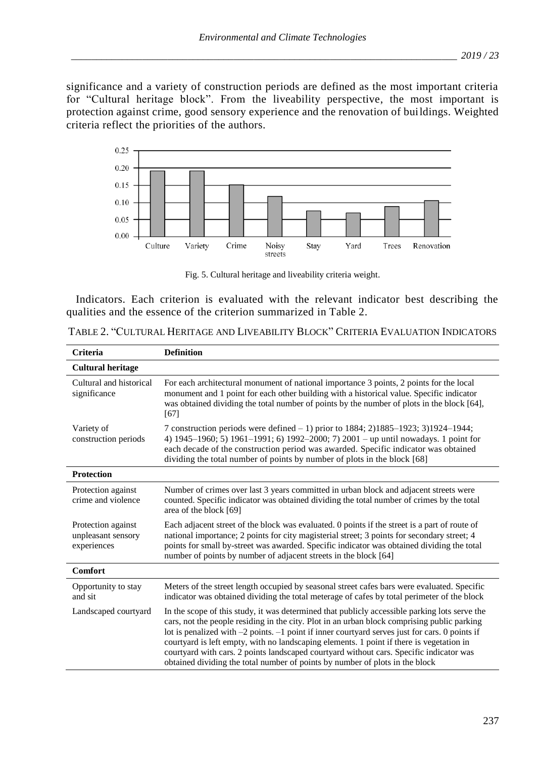significance and a variety of construction periods are defined as the most important criteria for "Cultural heritage block". From the liveability perspective, the most important is protection against crime, good sensory experience and the renovation of buildings. Weighted criteria reflect the priorities of the authors.

Fig. 5. Cultural heritage and liveability criteria weight.

Indicators. Each criterion is evaluated with the relevant indicator best describing the qualities and the essence of the criterion summarized in Table 2.

TABLE 2. "CULTURAL HERITAGE AND LIVEABILITY BLOCK" CRITERIA EVALUATION INDICATORS

| Criteria | Definition |
|---|---|
| **Cultural heritage** | |
| Cultural and historical significance | For each architectural monument of national importance 3 points, 2 points for the local monument and 1 point for each other building with a historical value. Specific indicator was obtained dividing the total number of points by the number of plots in the block [64], [67] |
| Variety of construction periods | 7 construction periods were defined – 1) prior to 1884; 2)1885–1923; 3)1924–1944; 4) 1945–1960; 5) 1961–1991; 6) 1992–2000; 7) 2001 – up until nowadays. 1 point for each decade of the construction period was awarded. Specific indicator was obtained dividing the total number of points by number of plots in the block [68] |
| **Protection** | |
| Protection against crime and violence | Number of crimes over last 3 years committed in urban block and adjacent streets were counted. Specific indicator was obtained dividing the total number of crimes by the total area of the block [69] |
| Protection against unpleasant sensory experiences | Each adjacent street of the block was evaluated. 0 points if the street is a part of route of national importance; 2 points for city magisterial street; 3 points for secondary street; 4 points for small by-street was awarded. Specific indicator was obtained dividing the total number of points by number of adjacent streets in the block [64] |
| **Comfort** | |
| Opportunity to stay and sit | Meters of the street length occupied by seasonal street cafes bars were evaluated. Specific indicator was obtained dividing the total meterage of cafes by total perimeter of the block |
| Landscaped courtyard | In the scope of this study, it was determined that publicly accessible parking lots serve the cars, not the people residing in the city. Plot in an urban block comprising public parking lot is penalized with –2 points. –1 point if inner courtyard serves just for cars. 0 points if courtyard is left empty, with no landscaping elements. 1 point if there is vegetation in courtyard with cars. 2 points landscaped courtyard without cars. Specific indicator was obtained dividing the total number of points by number of plots in the block |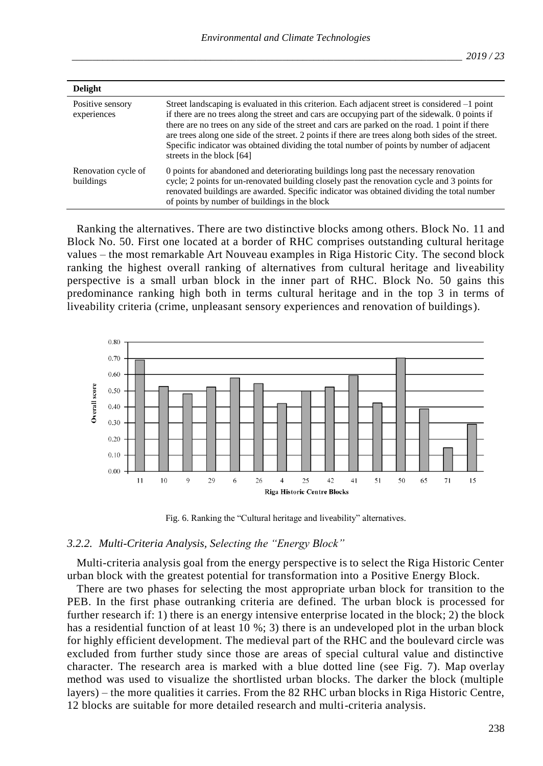| Delight | |
|---|---|
| Positive sensory experiences | Street landscaping is evaluated in this criterion. Each adjacent street is considered –1 point if there are no trees along the street and cars are occupying part of the sidewalk. 0 points if there are no trees on any side of the street and cars are parked on the road. 1 point if there are trees along one side of the street. 2 points if there are trees along both sides of the street. Specific indicator was obtained dividing the total number of points by number of adjacent streets in the block [64] |
| Renovation cycle of buildings | 0 points for abandoned and deteriorating buildings long past the necessary renovation cycle; 2 points for un-renovated building closely past the renovation cycle and 3 points for renovated buildings are awarded. Specific indicator was obtained dividing the total number of points by number of buildings in the block |

Ranking the alternatives. There are two distinctive blocks among others. Block No. 11 and Block No. 50. First one located at a border of RHC comprises outstanding cultural heritage values – the most remarkable Art Nouveau examples in Riga Historic City. The second block ranking the highest overall ranking of alternatives from cultural heritage and liveability perspective is a small urban block in the inner part of RHC. Block No. 50 gains this predominance ranking high both in terms cultural heritage and in the top 3 in terms of liveability criteria (crime, unpleasant sensory experiences and renovation of buildings).

Fig. 6. Ranking the "Cultural heritage and liveability" alternatives.

### *3.2.2. Multi-Criteria Analysis, Selecting the "Energy Block"*

Multi-criteria analysis goal from the energy perspective is to select the Riga Historic Center urban block with the greatest potential for transformation into a Positive Energy Block.

There are two phases for selecting the most appropriate urban block for transition to the PEB. In the first phase outranking criteria are defined. The urban block is processed for further research if: 1) there is an energy intensive enterprise located in the block; 2) the block has a residential function of at least 10 %; 3) there is an undeveloped plot in the urban block for highly efficient development. The medieval part of the RHC and the boulevard circle was excluded from further study since those are areas of special cultural value and distinctive character. The research area is marked with a blue dotted line (see Fig. 7). Map overlay method was used to visualize the shortlisted urban blocks. The darker the block (multiple layers) – the more qualities it carries. From the 82 RHC urban blocks in Riga Historic Centre, 12 blocks are suitable for more detailed research and multi-criteria analysis.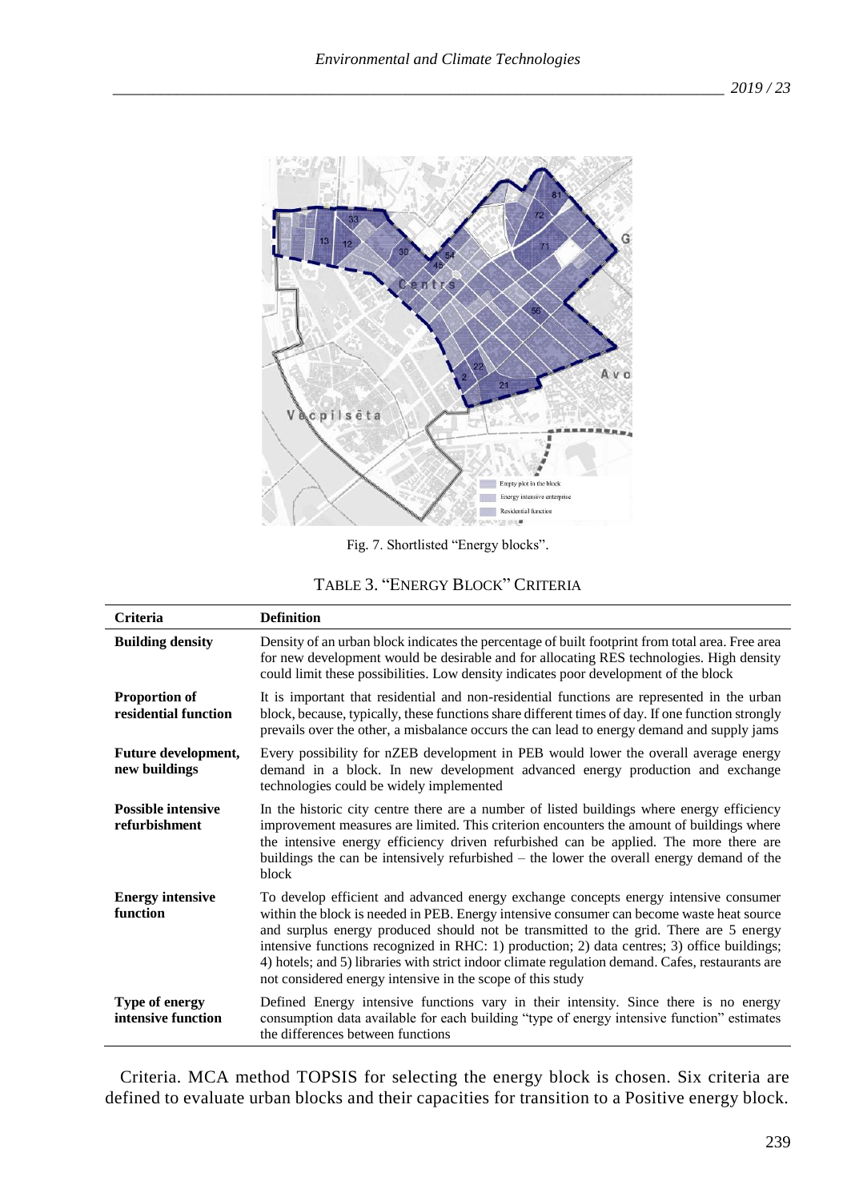Fig. 7. Shortlisted "Energy blocks".

TABLE 3. "ENERGY BLOCK" CRITERIA

| Criteria | Definition |
|---|---|
| **Building density** | Density of an urban block indicates the percentage of built footprint from total area. Free area for new development would be desirable and for allocating RES technologies. High density could limit these possibilities. Low density indicates poor development of the block |
| **Proportion of residential function** | It is important that residential and non-residential functions are represented in the urban block, because, typically, these functions share different times of day. If one function strongly prevails over the other, a misbalance occurs the can lead to energy demand and supply jams |
| **Future development, new buildings** | Every possibility for nZEB development in PEB would lower the overall average energy demand in a block. In new development advanced energy production and exchange technologies could be widely implemented |
| **Possible intensive refurbishment** | In the historic city centre there are a number of listed buildings where energy efficiency improvement measures are limited. This criterion encounters the amount of buildings where the intensive energy efficiency driven refurbished can be applied. The more there are buildings the can be intensively refurbished – the lower the overall energy demand of the block |
| **Energy intensive function** | To develop efficient and advanced energy exchange concepts energy intensive consumer within the block is needed in PEB. Energy intensive consumer can become waste heat source and surplus energy produced should not be transmitted to the grid. There are 5 energy intensive functions recognized in RHC: 1) production; 2) data centres; 3) office buildings; 4) hotels; and 5) libraries with strict indoor climate regulation demand. Cafes, restaurants are not considered energy intensive in the scope of this study |
| **Type of energy intensive function** | Defined Energy intensive functions vary in their intensity. Since there is no energy consumption data available for each building "type of energy intensive function" estimates the differences between functions |

Criteria. MCA method TOPSIS for selecting the energy block is chosen. Six criteria are defined to evaluate urban blocks and their capacities for transition to a Positive energy block.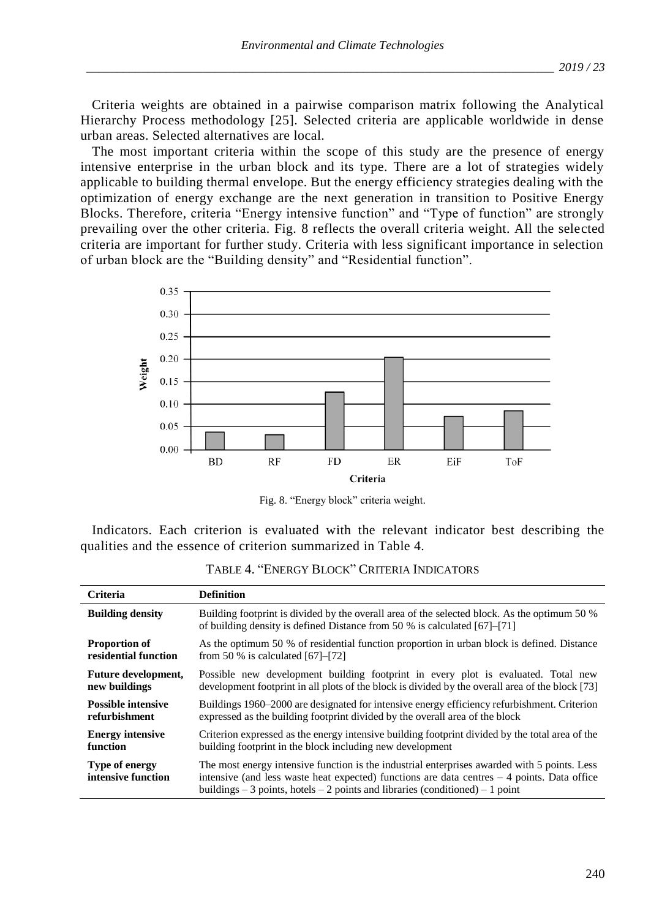Criteria weights are obtained in a pairwise comparison matrix following the Analytical Hierarchy Process methodology [25]. Selected criteria are applicable worldwide in dense urban areas. Selected alternatives are local.

The most important criteria within the scope of this study are the presence of energy intensive enterprise in the urban block and its type. There are a lot of strategies widely applicable to building thermal envelope. But the energy efficiency strategies dealing with the optimization of energy exchange are the next generation in transition to Positive Energy Blocks. Therefore, criteria "Energy intensive function" and "Type of function" are strongly prevailing over the other criteria. Fig. 8 reflects the overall criteria weight. All the selected criteria are important for further study. Criteria with less significant importance in selection of urban block are the "Building density" and "Residential function".

Fig. 8. "Energy block" criteria weight.

Indicators. Each criterion is evaluated with the relevant indicator best describing the qualities and the essence of criterion summarized in Table 4.

TABLE 4. "ENERGY BLOCK" CRITERIA INDICATORS

| Criteria | Definition |
|---|---|
| **Building density** | Building footprint is divided by the overall area of the selected block. As the optimum 50 % of building density is defined Distance from 50 % is calculated [67]–[71] |
| **Proportion of residential function** | As the optimum 50 % of residential function proportion in urban block is defined. Distance from 50 % is calculated [67]–[72] |
| **Future development, new buildings** | Possible new development building footprint in every plot is evaluated. Total new development footprint in all plots of the block is divided by the overall area of the block [73] |
| **Possible intensive refurbishment** | Buildings 1960–2000 are designated for intensive energy efficiency refurbishment. Criterion expressed as the building footprint divided by the overall area of the block |
| **Energy intensive function** | Criterion expressed as the energy intensive building footprint divided by the total area of the building footprint in the block including new development |
| **Type of energy intensive function** | The most energy intensive function is the industrial enterprises awarded with 5 points. Less intensive (and less waste heat expected) functions are data centres – 4 points. Data office buildings – 3 points, hotels – 2 points and libraries (conditioned) – 1 point |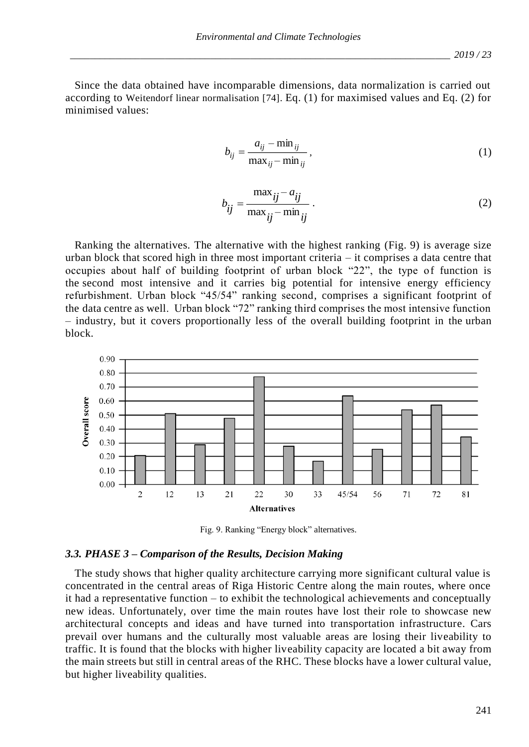Since the data obtained have incomparable dimensions, data normalization is carried out according to Weitendorf linear normalisation [74]. Eq. (1) for maximised values and Eq. (2) for minimised values:

$$b_{ij} = \frac{a_{ij} - \min_{ij}}{\max_{ij} - \min_{ij}}, \tag{1}$$

$$b_{ij} = \frac{\max_{ij} - a_{ij}}{\max_{ij} - \min_{ij}}. \tag{2}$$

Ranking the alternatives. The alternative with the highest ranking (Fig. 9) is average size urban block that scored high in three most important criteria – it comprises a data centre that occupies about half of building footprint of urban block "22", the type of function is the second most intensive and it carries big potential for intensive energy efficiency refurbishment. Urban block "45/54" ranking second, comprises a significant footprint of the data centre as well. Urban block "72" ranking third comprises the most intensive function – industry, but it covers proportionally less of the overall building footprint in the urban block.

Fig. 9. Ranking "Energy block" alternatives.

### 3.3. PHASE 3 – Comparison of the Results, Decision Making

The study shows that higher quality architecture carrying more significant cultural value is concentrated in the central areas of Riga Historic Centre along the main routes, where once it had a representative function – to exhibit the technological achievements and conceptually new ideas. Unfortunately, over time the main routes have lost their role to showcase new architectural concepts and ideas and have turned into transportation infrastructure. Cars prevail over humans and the culturally most valuable areas are losing their liveability to traffic. It is found that the blocks with higher liveability capacity are located a bit away from the main streets but still in central areas of the RHC. These blocks have a lower cultural value, but higher liveability qualities.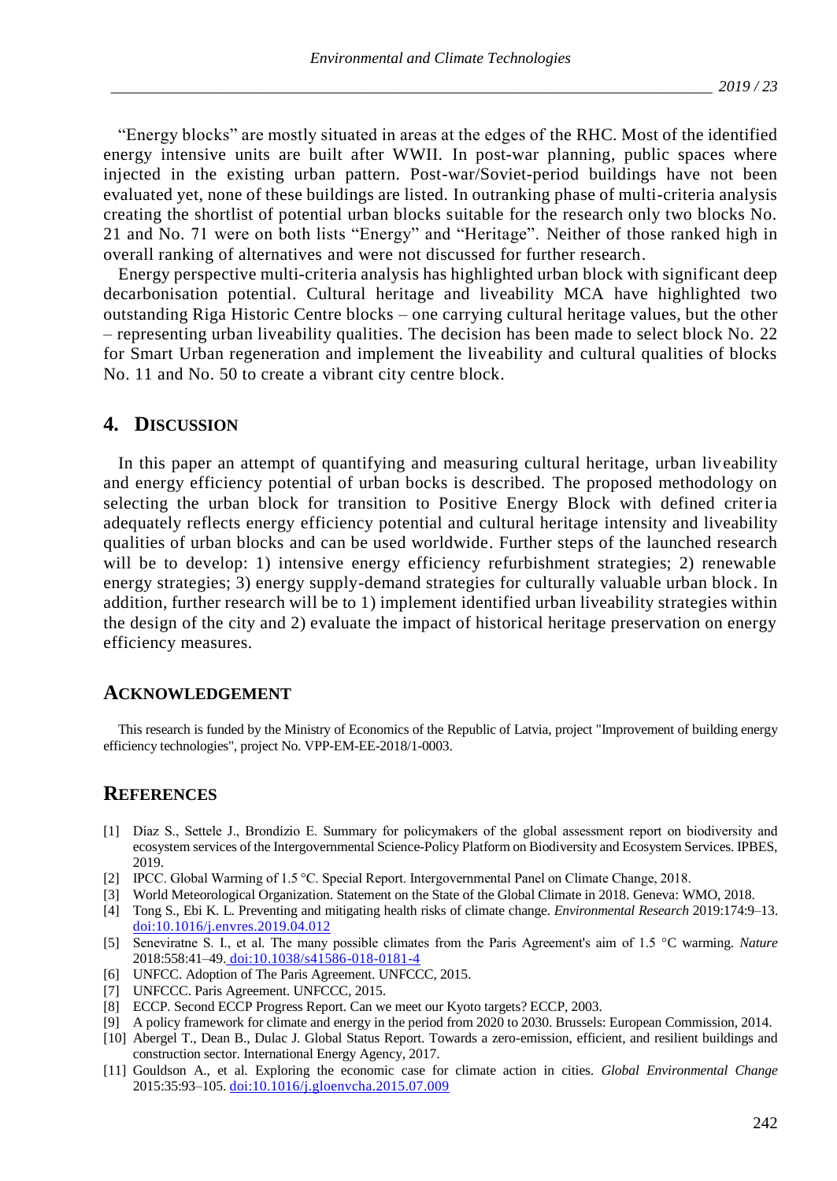"Energy blocks" are mostly situated in areas at the edges of the RHC. Most of the identified energy intensive units are built after WWII. In post-war planning, public spaces where injected in the existing urban pattern. Post-war/Soviet-period buildings have not been evaluated yet, none of these buildings are listed. In outranking phase of multi-criteria analysis creating the shortlist of potential urban blocks suitable for the research only two blocks No. 21 and No. 71 were on both lists "Energy" and "Heritage". Neither of those ranked high in overall ranking of alternatives and were not discussed for further research.

Energy perspective multi-criteria analysis has highlighted urban block with significant deep decarbonisation potential. Cultural heritage and liveability MCA have highlighted two outstanding Riga Historic Centre blocks – one carrying cultural heritage values, but the other – representing urban liveability qualities. The decision has been made to select block No. 22 for Smart Urban regeneration and implement the liveability and cultural qualities of blocks No. 11 and No. 50 to create a vibrant city centre block.

## 4. Discussion

In this paper an attempt of quantifying and measuring cultural heritage, urban liveability and energy efficiency potential of urban bocks is described. The proposed methodology on selecting the urban block for transition to Positive Energy Block with defined criteria adequately reflects energy efficiency potential and cultural heritage intensity and liveability qualities of urban blocks and can be used worldwide. Further steps of the launched research will be to develop: 1) intensive energy efficiency refurbishment strategies; 2) renewable energy strategies; 3) energy supply-demand strategies for culturally valuable urban block. In addition, further research will be to 1) implement identified urban liveability strategies within the design of the city and 2) evaluate the impact of historical heritage preservation on energy efficiency measures.

## Acknowledgement

This research is funded by the Ministry of Economics of the Republic of Latvia, project "Improvement of building energy efficiency technologies", project No. VPP-EM-EE-2018/1-0003.

## References

- [1] Díaz S., Settele J., Brondízio E. Summary for policymakers of the global assessment report on biodiversity and ecosystem services of the Intergovernmental Science-Policy Platform on Biodiversity and Ecosystem Services. IPBES, 2019.
- [2] IPCC. Global Warming of 1.5 °C. Special Report. Intergovernmental Panel on Climate Change, 2018.
- [3] World Meteorological Organization. Statement on the State of the Global Climate in 2018. Geneva: WMO, 2018.
- [4] Tong S., Ebi K. L. Preventing and mitigating health risks of climate change. *Environmental Research* 2019:174:9–13. doi:10.1016/j.envres.2019.04.012
- [5] Seneviratne S. I., et al. The many possible climates from the Paris Agreement's aim of 1.5 °C warming. *Nature* 2018:558:41–49. doi:10.1038/s41586-018-0181-4
- [6] UNFCC. Adoption of The Paris Agreement. UNFCCC, 2015.
- [7] UNFCCC. Paris Agreement. UNFCCC, 2015.
- [8] ECCP. Second ECCP Progress Report. Can we meet our Kyoto targets? ECCP, 2003.
- [9] A policy framework for climate and energy in the period from 2020 to 2030. Brussels: European Commission, 2014.
- [10] Abergel T., Dean B., Dulac J. Global Status Report. Towards a zero-emission, efficient, and resilient buildings and construction sector. International Energy Agency, 2017.
- [11] Gouldson A., et al. Exploring the economic case for climate action in cities. *Global Environmental Change* 2015:35:93–105. doi:10.1016/j.gloenvcha.2015.07.009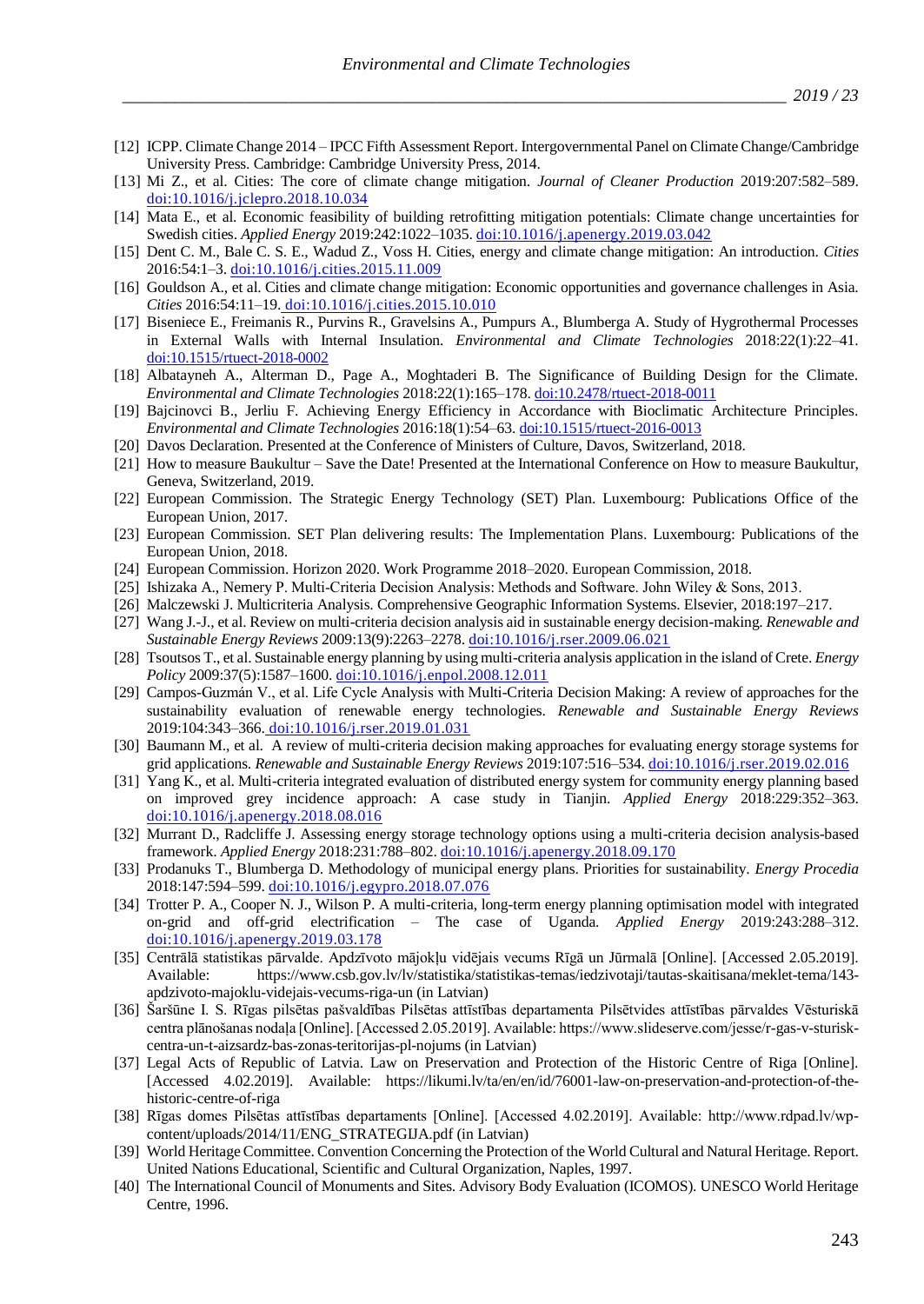[12] ICPP. Climate Change 2014 – IPCC Fifth Assessment Report. Intergovernmental Panel on Climate Change/Cambridge University Press. Cambridge: Cambridge University Press, 2014.

[13] Mi Z., et al. Cities: The core of climate change mitigation. *Journal of Cleaner Production* 2019:207:582–589. doi:10.1016/j.jclepro.2018.10.034

[14] Mata E., et al. Economic feasibility of building retrofitting mitigation potentials: Climate change uncertainties for Swedish cities. *Applied Energy* 2019:242:1022–1035. doi:10.1016/j.apenergy.2019.03.042

[15] Dent C. M., Bale C. S. E., Wadud Z., Voss H. Cities, energy and climate change mitigation: An introduction. *Cities* 2016:54:1–3. doi:10.1016/j.cities.2015.11.009

[16] Gouldson A., et al. Cities and climate change mitigation: Economic opportunities and governance challenges in Asia. *Cities* 2016:54:11–19. doi:10.1016/j.cities.2015.10.010

[17] Biseniece E., Freimanis R., Purvins R., Gravelsins A., Pumpurs A., Blumberga A. Study of Hygrothermal Processes in External Walls with Internal Insulation. *Environmental and Climate Technologies* 2018:22(1):22–41. doi:10.1515/rtuect-2018-0002

[18] Albatayneh A., Alterman D., Page A., Moghtaderi B. The Significance of Building Design for the Climate. *Environmental and Climate Technologies* 2018:22(1):165–178. doi:10.2478/rtuect-2018-0011

[19] Bajcinovci B., Jerliu F. Achieving Energy Efficiency in Accordance with Bioclimatic Architecture Principles. *Environmental and Climate Technologies* 2016:18(1):54–63. doi:10.1515/rtuect-2016-0013

[20] Davos Declaration. Presented at the Conference of Ministers of Culture, Davos, Switzerland, 2018.

[21] How to measure Baukultur – Save the Date! Presented at the International Conference on How to measure Baukultur, Geneva, Switzerland, 2019.

[22] European Commission. The Strategic Energy Technology (SET) Plan. Luxembourg: Publications Office of the European Union, 2017.

[23] European Commission. SET Plan delivering results: The Implementation Plans. Luxembourg: Publications of the European Union, 2018.

[24] European Commission. Horizon 2020. Work Programme 2018–2020. European Commission, 2018.

[25] Ishizaka A., Nemery P. Multi-Criteria Decision Analysis: Methods and Software. John Wiley & Sons, 2013.

[26] Malczewski J. Multicriteria Analysis. Comprehensive Geographic Information Systems. Elsevier, 2018:197–217.

[27] Wang J.-J., et al. Review on multi-criteria decision analysis aid in sustainable energy decision-making. *Renewable and Sustainable Energy Reviews* 2009:13(9):2263–2278. doi:10.1016/j.rser.2009.06.021

[28] Tsoutsos T., et al. Sustainable energy planning by using multi-criteria analysis application in the island of Crete. *Energy Policy* 2009:37(5):1587–1600. doi:10.1016/j.enpol.2008.12.011

[29] Campos-Guzmán V., et al. Life Cycle Analysis with Multi-Criteria Decision Making: A review of approaches for the sustainability evaluation of renewable energy technologies. *Renewable and Sustainable Energy Reviews* 2019:104:343–366. doi:10.1016/j.rser.2019.01.031

[30] Baumann M., et al. A review of multi-criteria decision making approaches for evaluating energy storage systems for grid applications. *Renewable and Sustainable Energy Reviews* 2019:107:516–534. doi:10.1016/j.rser.2019.02.016

[31] Yang K., et al. Multi-criteria integrated evaluation of distributed energy system for community energy planning based on improved grey incidence approach: A case study in Tianjin. *Applied Energy* 2018:229:352–363. doi:10.1016/j.apenergy.2018.08.016

[32] Murrant D., Radcliffe J. Assessing energy storage technology options using a multi-criteria decision analysis-based framework. *Applied Energy* 2018:231:788–802. doi:10.1016/j.apenergy.2018.09.170

[33] Prodanuks T., Blumberga D. Methodology of municipal energy plans. Priorities for sustainability. *Energy Procedia* 2018:147:594–599. doi:10.1016/j.egypro.2018.07.076

[34] Trotter P. A., Cooper N. J., Wilson P. A multi-criteria, long-term energy planning optimisation model with integrated on-grid and off-grid electrification – The case of Uganda. *Applied Energy* 2019:243:288–312. doi:10.1016/j.apenergy.2019.03.178

[35] Centrālā statistikas pārvalde. Apdzīvoto mājokļu vidējais vecums Rīgā un Jūrmalā [Online]. [Accessed 2.05.2019]. Available: https://www.csb.gov.lv/lv/statistika/statistikas-temas/iedzivotaji/tautas-skaitisana/meklet-tema/143-apdzivoto-majoklu-videjais-vecums-riga-un (in Latvian)

[36] Šaršūne I. S. Rīgas pilsētas pašvaldības Pilsētas attīstības departamenta Pilsētvides attīstības pārvaldes Vēsturiskā centra plānošanas nodaļa [Online]. [Accessed 2.05.2019]. Available: https://www.slideserve.com/jesse/r-gas-v-sturisk-centra-un-t-aizsardz-bas-zonas-teritorijas-pl-nojums (in Latvian)

[37] Legal Acts of Republic of Latvia. Law on Preservation and Protection of the Historic Centre of Riga [Online]. [Accessed 4.02.2019]. Available: https://likumi.lv/ta/en/en/id/76001-law-on-preservation-and-protection-of-the-historic-centre-of-riga

[38] Rīgas domes Pilsētas attīstības departaments [Online]. [Accessed 4.02.2019]. Available: http://www.rdpad.lv/wp-content/uploads/2014/11/ENG_STRATEGIJA.pdf (in Latvian)

[39] World Heritage Committee. Convention Concerning the Protection of the World Cultural and Natural Heritage. Report. United Nations Educational, Scientific and Cultural Organization, Naples, 1997.

[40] The International Council of Monuments and Sites. Advisory Body Evaluation (ICOMOS). UNESCO World Heritage Centre, 1996.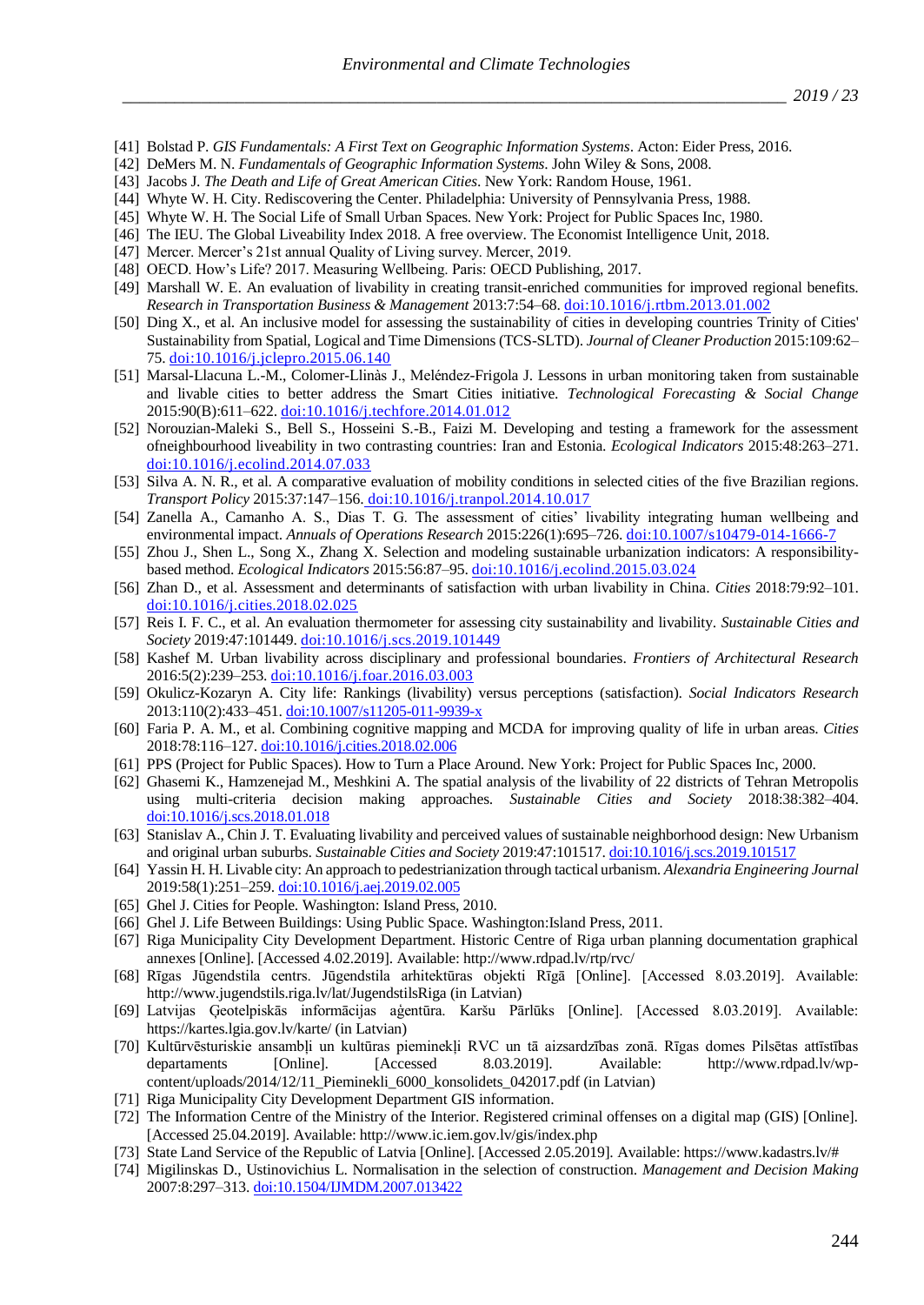[41] Bolstad P. *GIS Fundamentals: A First Text on Geographic Information Systems*. Acton: Eider Press, 2016.
[42] DeMers M. N. *Fundamentals of Geographic Information Systems*. John Wiley & Sons, 2008.
[43] Jacobs J. *The Death and Life of Great American Cities*. New York: Random House, 1961.
[44] Whyte W. H. City. Rediscovering the Center. Philadelphia: University of Pennsylvania Press, 1988.
[45] Whyte W. H. The Social Life of Small Urban Spaces. New York: Project for Public Spaces Inc, 1980.
[46] The IEU. The Global Liveability Index 2018. A free overview. The Economist Intelligence Unit, 2018.
[47] Mercer. Mercer's 21st annual Quality of Living survey. Mercer, 2019.
[48] OECD. How's Life? 2017. Measuring Wellbeing. Paris: OECD Publishing, 2017.
[49] Marshall W. E. An evaluation of livability in creating transit-enriched communities for improved regional benefits. *Research in Transportation Business & Management* 2013:7:54–68. doi:10.1016/j.rtbm.2013.01.002
[50] Ding X., et al. An inclusive model for assessing the sustainability of cities in developing countries Trinity of Cities' Sustainability from Spatial, Logical and Time Dimensions (TCS-SLTD). *Journal of Cleaner Production* 2015:109:62–75. doi:10.1016/j.jclepro.2015.06.140
[51] Marsal-Llacuna L.-M., Colomer-Llinàs J., Meléndez-Frigola J. Lessons in urban monitoring taken from sustainable and livable cities to better address the Smart Cities initiative. *Technological Forecasting & Social Change* 2015:90(B):611–622. doi:10.1016/j.techfore.2014.01.012
[52] Norouzian-Maleki S., Bell S., Hosseini S.-B., Faizi M. Developing and testing a framework for the assessment ofneighbourhood liveability in two contrasting countries: Iran and Estonia. *Ecological Indicators* 2015:48:263–271. doi:10.1016/j.ecolind.2014.07.033
[53] Silva A. N. R., et al. A comparative evaluation of mobility conditions in selected cities of the five Brazilian regions. *Transport Policy* 2015:37:147–156. doi:10.1016/j.tranpol.2014.10.017
[54] Zanella A., Camanho A. S., Dias T. G. The assessment of cities' livability integrating human wellbeing and environmental impact. *Annuals of Operations Research* 2015:226(1):695–726. doi:10.1007/s10479-014-1666-7
[55] Zhou J., Shen L., Song X., Zhang X. Selection and modeling sustainable urbanization indicators: A responsibility-based method. *Ecological Indicators* 2015:56:87–95. doi:10.1016/j.ecolind.2015.03.024
[56] Zhan D., et al. Assessment and determinants of satisfaction with urban livability in China. *Cities* 2018:79:92–101. doi:10.1016/j.cities.2018.02.025
[57] Reis I. F. C., et al. An evaluation thermometer for assessing city sustainability and livability. *Sustainable Cities and Society* 2019:47:101449. doi:10.1016/j.scs.2019.101449
[58] Kashef M. Urban livability across disciplinary and professional boundaries. *Frontiers of Architectural Research* 2016:5(2):239–253. doi:10.1016/j.foar.2016.03.003
[59] Okulicz-Kozaryn A. City life: Rankings (livability) versus perceptions (satisfaction). *Social Indicators Research* 2013:110(2):433–451. doi:10.1007/s11205-011-9939-x
[60] Faria P. A. M., et al. Combining cognitive mapping and MCDA for improving quality of life in urban areas. *Cities* 2018:78:116–127. doi:10.1016/j.cities.2018.02.006
[61] PPS (Project for Public Spaces). How to Turn a Place Around. New York: Project for Public Spaces Inc, 2000.
[62] Ghasemi K., Hamzenejad M., Meshkini A. The spatial analysis of the livability of 22 districts of Tehran Metropolis using multi-criteria decision making approaches. *Sustainable Cities and Society* 2018:38:382–404. doi:10.1016/j.scs.2018.01.018
[63] Stanislav A., Chin J. T. Evaluating livability and perceived values of sustainable neighborhood design: New Urbanism and original urban suburbs. *Sustainable Cities and Society* 2019:47:101517. doi:10.1016/j.scs.2019.101517
[64] Yassin H. H. Livable city: An approach to pedestrianization through tactical urbanism. *Alexandria Engineering Journal* 2019:58(1):251–259. doi:10.1016/j.aej.2019.02.005
[65] Ghel J. Cities for People. Washington: Island Press, 2010.
[66] Ghel J. Life Between Buildings: Using Public Space. Washington:Island Press, 2011.
[67] Riga Municipality City Development Department. Historic Centre of Riga urban planning documentation graphical annexes [Online]. [Accessed 4.02.2019]. Available: http://www.rdpad.lv/rtp/rvc/
[68] Rīgas Jūgendstila centrs. Jūgendstila arhitektūras objekti Rīgā [Online]. [Accessed 8.03.2019]. Available: http://www.jugendstils.riga.lv/lat/JugendstilsRiga (in Latvian)
[69] Latvijas Ģeotelpiskās informācijas aģentūra. Karšu Pārlūks [Online]. [Accessed 8.03.2019]. Available: https://kartes.lgia.gov.lv/karte/ (in Latvian)
[70] Kultūrvēsturiskie ansambļi un kultūras pieminekļi RVC un tā aizsardzības zonā. Rīgas domes Pilsētas attīstības departaments [Online]. [Accessed 8.03.2019]. Available: http://www.rdpad.lv/wp-content/uploads/2014/12/11_Pieminekli_6000_konsolidets_042017.pdf (in Latvian)
[71] Riga Municipality City Development Department GIS information.
[72] The Information Centre of the Ministry of the Interior. Registered criminal offenses on a digital map (GIS) [Online]. [Accessed 25.04.2019]. Available: http://www.ic.iem.gov.lv/gis/index.php
[73] State Land Service of the Republic of Latvia [Online]. [Accessed 2.05.2019]. Available: https://www.kadastrs.lv/#
[74] Migilinskas D., Ustinovichius L. Normalisation in the selection of construction. *Management and Decision Making* 2007:8:297–313. doi:10.1504/IJMDM.2007.013422